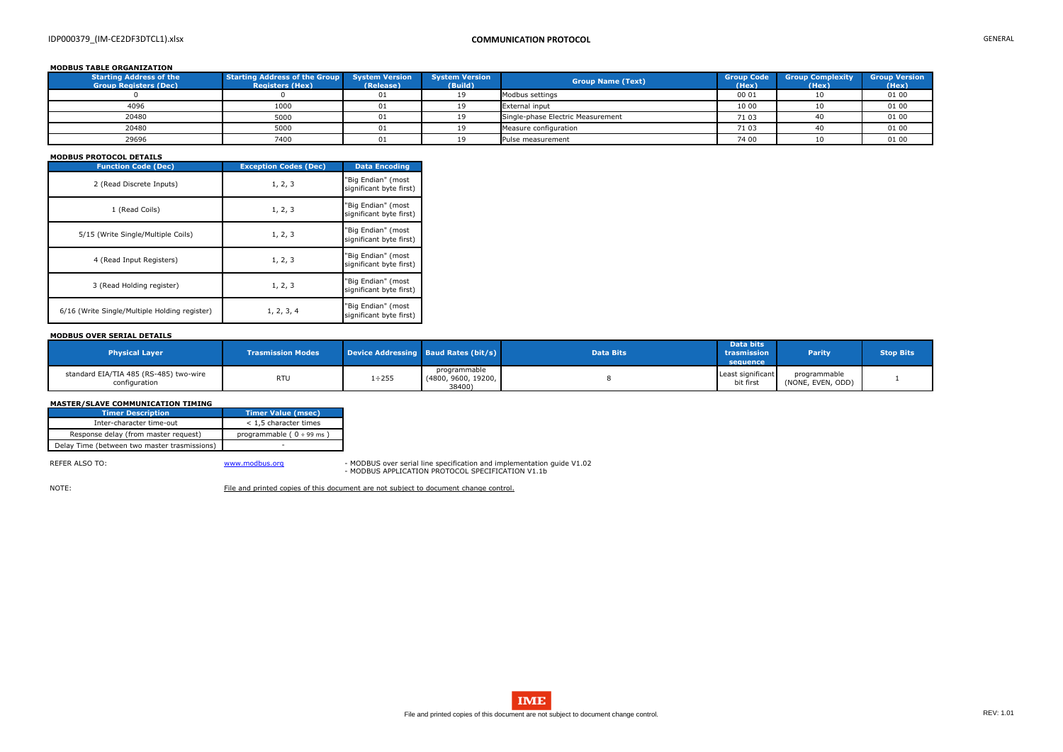### MODBUS TABLE ORGANIZATION

| Starting Address of the Group Registers (Dec) | Starting Address of the Group Registers (Hex) | System Version (Release) | System Version (Build) | Group Name (Text) | Group Code (Hex) | Group Complexity (Hex) | Group Version (Hex) |
|---|---|---|---|---|---|---|---|
| 0 | 0 | 01 | 19 | Modbus settings | 00 01 | 10 | 01 00 |
| 4096 | 1000 | 01 | 19 | External input | 10 00 | 10 | 01 00 |
| 20480 | 5000 | 01 | 19 | Single-phase Electric Measurement | 71 03 | 40 | 01 00 |
| 20480 | 5000 | 01 | 19 | Measure configuration | 71 03 | 40 | 01 00 |
| 29696 | 7400 | 01 | 19 | Pulse measurement | 74 00 | 10 | 01 00 |

### MODBUS PROTOCOL DETAILS

| Function Code (Dec) | Exception Codes (Dec) | Data Encoding |
|---|---|---|
| 2 (Read Discrete Inputs) | 1, 2, 3 | "Big Endian" (most significant byte first) |
| 1 (Read Coils) | 1, 2, 3 | "Big Endian" (most significant byte first) |
| 5/15 (Write Single/Multiple Coils) | 1, 2, 3 | "Big Endian" (most significant byte first) |
| 4 (Read Input Registers) | 1, 2, 3 | "Big Endian" (most significant byte first) |
| 3 (Read Holding register) | 1, 2, 3 | "Big Endian" (most significant byte first) |
| 6/16 (Write Single/Multiple Holding register) | 1, 2, 3, 4 | "Big Endian" (most significant byte first) |

### MODBUS OVER SERIAL DETAILS

| Physical Layer | Trasmission Modes | Device Addressing | Baud Rates (bit/s) | Data Bits | Data bits trasmission sequence | Parity | Stop Bits |
|---|---|---|---|---|---|---|---|
| standard EIA/TIA 485 (RS-485) two-wire configuration | RTU | 1÷255 | programmable (4800, 9600, 19200, 38400) | 8 | Least significant bit first | programmable (NONE, EVEN, ODD) | 1 |

### MASTER/SLAVE COMMUNICATION TIMING

| Timer Description | Timer Value (msec) |
|---|---|
| Inter-character time-out | < 1,5 character times |
| Response delay (from master request) | programmable ( 0 ÷ 99 ms ) |
| Delay Time (between two master trasmissions) | - |

REFER ALSO TO: www.modbus.org
- MODBUS over serial line specification and implementation guide V1.02
- MODBUS APPLICATION PROTOCOL SPECIFICATION V1.1b

NOTE: File and printed copies of this document are not subject to document change control.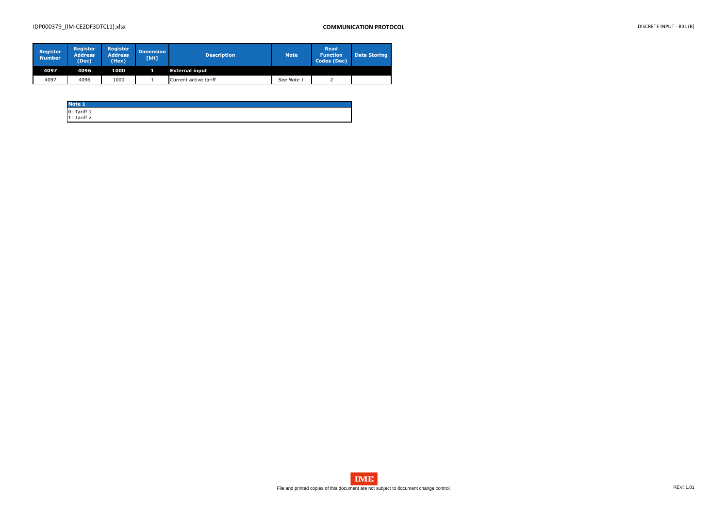| Register Number | Register Address (Dec) | Register Address (Hex) | Dimension [bit] | Description | Note | Read Function Codes (Dec) | Data Storing |
|---|---|---|---|---|---|---|---|
| **4097** | **4096** | **1000** | **1** | **External input** | | | |
| 4097 | 4096 | 1000 | 1 | Current active tariff | *See Note 1* | 2 | |

| Note 1 |
|---|
| 0: Tariff 1<br>1: Tariff 2 |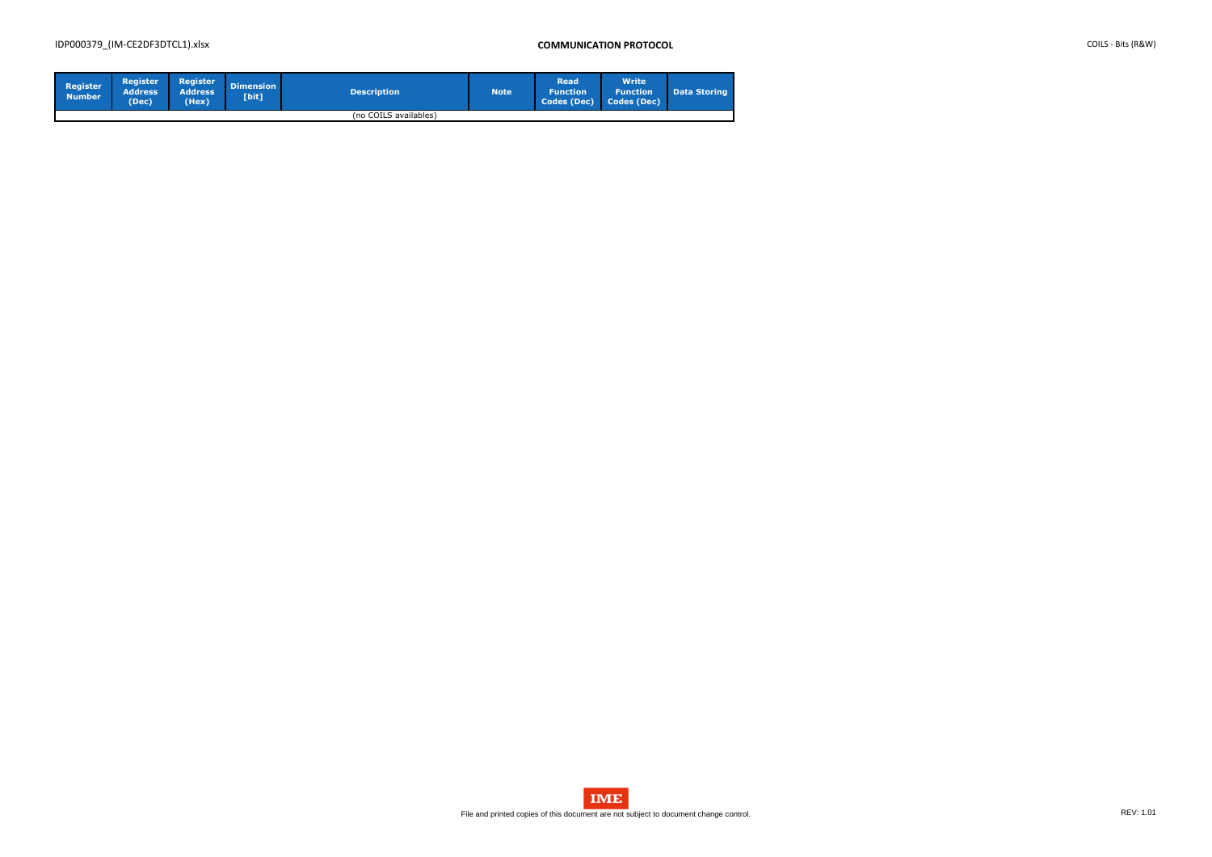| Register Number | Register Address (Dec) | Register Address (Hex) | Dimension [bit] | Description | Note | Read Function Codes (Dec) | Write Function Codes (Dec) | Data Storing |
|---|---|---|---|---|---|---|---|---|
| | | | | (no COILS availables) | | | | |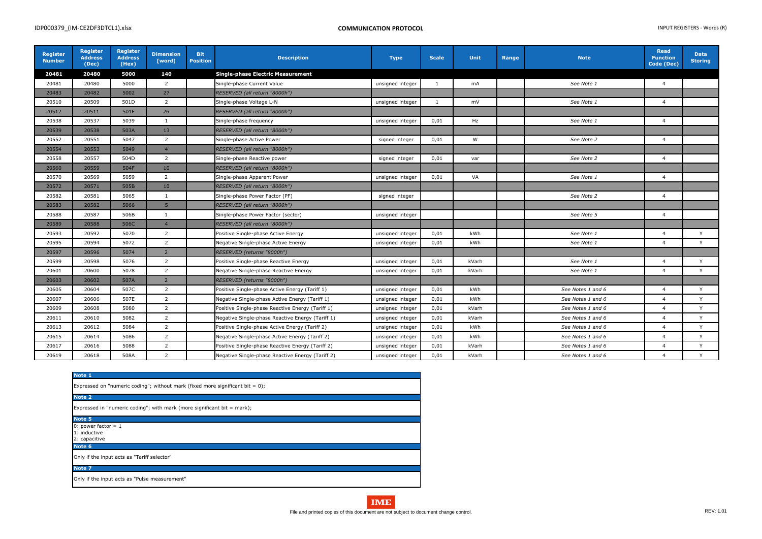| Register Number | Register Address (Dec) | Register Address (Hex) | Dimension [word] | Bit Position | Description | Type | Scale | Unit | Range | Note | Read Function Code (Dec) | Data Storing |
|---|---|---|---|---|---|---|---|---|---|---|---|---|
| **20481** | **20480** | **5000** | **140** | | **Single-phase Electric Measurement** | | | | | | | |
| 20481 | 20480 | 5000 | 2 | | Single-phase Current Value | unsigned integer | 1 | mA | | *See Note 1* | 4 | |
| 20483 | 20482 | 5002 | 27 | | *RESERVED (all return "8000h")* | | | | | | | |
| 20510 | 20509 | 501D | 2 | | Single-phase Voltage L-N | unsigned integer | 1 | mV | | *See Note 1* | 4 | |
| 20512 | 20511 | 501F | 26 | | *RESERVED (all return "8000h")* | | | | | | | |
| 20538 | 20537 | 5039 | 1 | | Single-phase frequency | unsigned integer | 0,01 | Hz | | *See Note 1* | 4 | |
| 20539 | 20538 | 503A | 13 | | *RESERVED (all return "8000h")* | | | | | | | |
| 20552 | 20551 | 5047 | 2 | | Single-phase Active Power | signed integer | 0,01 | W | | *See Note 2* | 4 | |
| 20554 | 20553 | 5049 | 4 | | *RESERVED (all return "8000h")* | | | | | | | |
| 20558 | 20557 | 504D | 2 | | Single-phase Reactive power | signed integer | 0,01 | var | | *See Note 2* | 4 | |
| 20560 | 20559 | 504F | 10 | | *RESERVED (all return "8000h")* | | | | | | | |
| 20570 | 20569 | 5059 | 2 | | Single-phase Apparent Power | unsigned integer | 0,01 | VA | | *See Note 1* | 4 | |
| 20572 | 20571 | 505B | 10 | | *RESERVED (all return "8000h")* | | | | | | | |
| 20582 | 20581 | 5065 | 1 | | Single-phase Power Factor (PF) | signed integer | | | | *See Note 2* | 4 | |
| 20583 | 20582 | 5066 | 5 | | *RESERVED (all return "8000h")* | | | | | | | |
| 20588 | 20587 | 506B | 1 | | Single-phase Power Factor (sector) | unsigned integer | | | | *See Note 5* | 4 | |
| 20589 | 20588 | 506C | 4 | | *RESERVED (all return "8000h")* | | | | | | | |
| 20593 | 20592 | 5070 | 2 | | Positive Single-phase Active Energy | unsigned integer | 0,01 | kWh | | *See Note 1* | 4 | Y |
| 20595 | 20594 | 5072 | 2 | | Negative Single-phase Active Energy | unsigned integer | 0,01 | kWh | | *See Note 1* | 4 | Y |
| 20597 | 20596 | 5074 | 2 | | *RESERVED (returns "8000h")* | | | | | | | |
| 20599 | 20598 | 5076 | 2 | | Positive Single-phase Reactive Energy | unsigned integer | 0,01 | kVarh | | *See Note 1* | 4 | Y |
| 20601 | 20600 | 5078 | 2 | | Negative Single-phase Reactive Energy | unsigned integer | 0,01 | kVarh | | *See Note 1* | 4 | Y |
| 20603 | 20602 | 507A | 2 | | *RESERVED (returns "8000h")* | | | | | | | |
| 20605 | 20604 | 507C | 2 | | Positive Single-phase Active Energy (Tariff 1) | unsigned integer | 0,01 | kWh | | *See Notes 1 and 6* | 4 | Y |
| 20607 | 20606 | 507E | 2 | | Negative Single-phase Active Energy (Tariff 1) | unsigned integer | 0,01 | kWh | | *See Notes 1 and 6* | 4 | Y |
| 20609 | 20608 | 5080 | 2 | | Positive Single-phase Reactive Energy (Tariff 1) | unsigned integer | 0,01 | kVarh | | *See Notes 1 and 6* | 4 | Y |
| 20611 | 20610 | 5082 | 2 | | Negative Single-phase Reactive Energy (Tariff 1) | unsigned integer | 0,01 | kVarh | | *See Notes 1 and 6* | 4 | Y |
| 20613 | 20612 | 5084 | 2 | | Positive Single-phase Active Energy (Tariff 2) | unsigned integer | 0,01 | kWh | | *See Notes 1 and 6* | 4 | Y |
| 20615 | 20614 | 5086 | 2 | | Negative Single-phase Active Energy (Tariff 2) | unsigned integer | 0,01 | kWh | | *See Notes 1 and 6* | 4 | Y |
| 20617 | 20616 | 5088 | 2 | | Positive Single-phase Reactive Energy (Tariff 2) | unsigned integer | 0,01 | kVarh | | *See Notes 1 and 6* | 4 | Y |
| 20619 | 20618 | 508A | 2 | | Negative Single-phase Reactive Energy (Tariff 2) | unsigned integer | 0,01 | kVarh | | *See Notes 1 and 6* | 4 | Y |

**Note 1**

Expressed on "numeric coding"; without mark (fixed more significant bit = 0);

**Note 2**

Expressed in "numeric coding"; with mark (more significant bit = mark);

**Note 5**

0: power factor = 1
1: inductive
2: capacitive

**Note 6**

Only if the input acts as "Tariff selector"

**Note 7**

Only if the input acts as "Pulse measurement"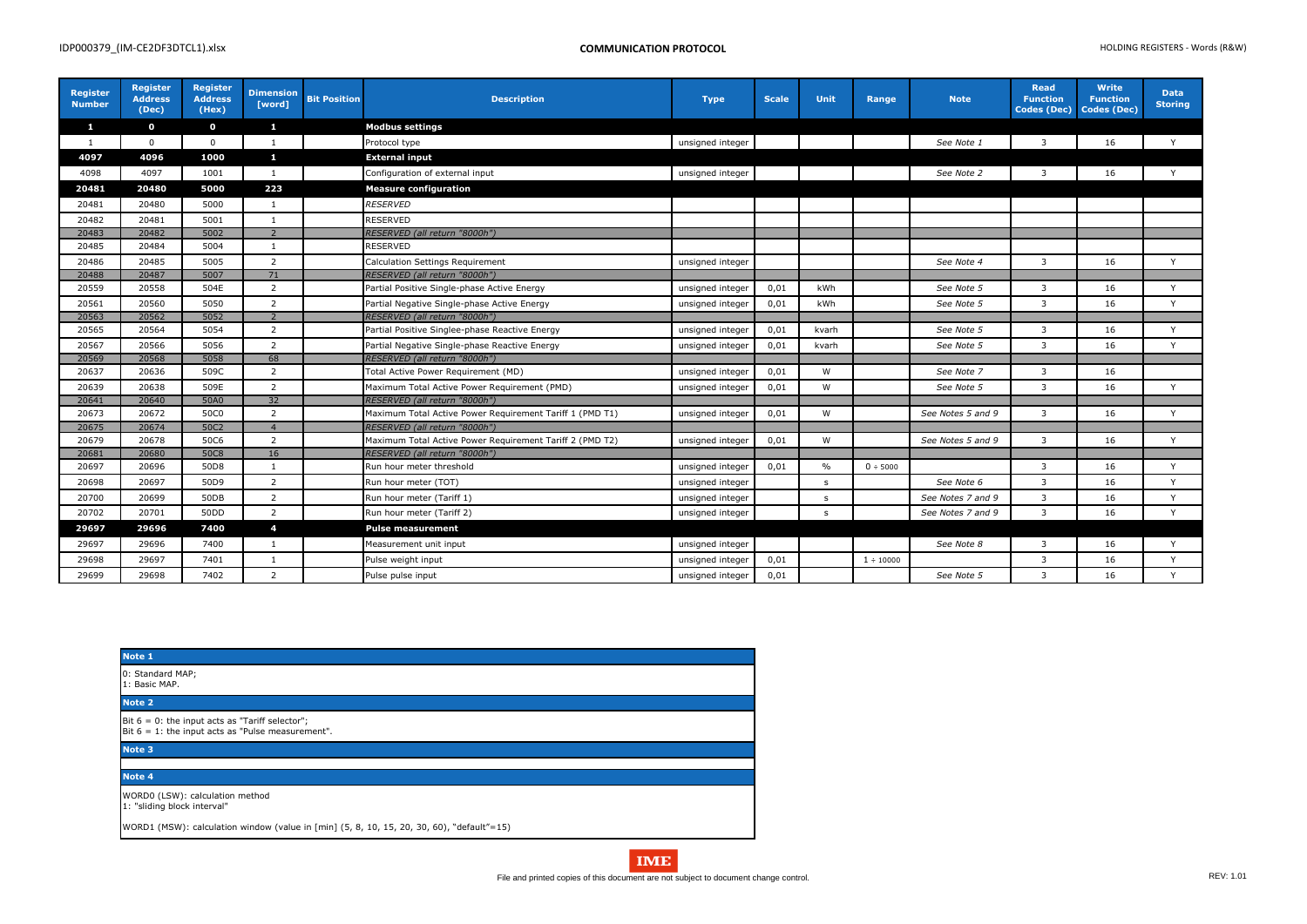| Register Number | Register Address (Dec) | Register Address (Hex) | Dimension [word] | Bit Position | Description | Type | Scale | Unit | Range | Note | Read Function Codes (Dec) | Write Function Codes (Dec) | Data Storing |
|---|---|---|---|---|---|---|---|---|---|---|---|---|---|
| **1** | **0** | **0** | **1** | | **Modbus settings** | | | | | | | | |
| 1 | 0 | 0 | 1 | | Protocol type | unsigned integer | | | | *See Note 1* | 3 | 16 | Y |
| **4097** | **4096** | **1000** | **1** | | **External input** | | | | | | | | |
| 4098 | 4097 | 1001 | 1 | | Configuration of external input | unsigned integer | | | | *See Note 2* | 3 | 16 | Y |
| **20481** | **20480** | **5000** | **223** | | **Measure configuration** | | | | | | | | |
| 20481 | 20480 | 5000 | 1 | | *RESERVED* | | | | | | | | |
| 20482 | 20481 | 5001 | 1 | | RESERVED | | | | | | | | |
| 20483 | 20482 | 5002 | 2 | | *RESERVED (all return "8000h")* | | | | | | | | |
| 20485 | 20484 | 5004 | 1 | | RESERVED | | | | | | | | |
| 20486 | 20485 | 5005 | 2 | | Calculation Settings Requirement | unsigned integer | | | | *See Note 4* | 3 | 16 | Y |
| 20488 | 20487 | 5007 | 71 | | *RESERVED (all return "8000h")* | | | | | | | | |
| 20559 | 20558 | 504E | 2 | | Partial Positive Single-phase Active Energy | unsigned integer | 0,01 | kWh | | *See Note 5* | 3 | 16 | Y |
| 20561 | 20560 | 5050 | 2 | | Partial Negative Single-phase Active Energy | unsigned integer | 0,01 | kWh | | *See Note 5* | 3 | 16 | Y |
| 20563 | 20562 | 5052 | 2 | | *RESERVED (all return "8000h")* | | | | | | | | |
| 20565 | 20564 | 5054 | 2 | | Partial Positive Singlee-phase Reactive Energy | unsigned integer | 0,01 | kvarh | | *See Note 5* | 3 | 16 | Y |
| 20567 | 20566 | 5056 | 2 | | Partial Negative Single-phase Reactive Energy | unsigned integer | 0,01 | kvarh | | *See Note 5* | 3 | 16 | Y |
| 20569 | 20568 | 5058 | 68 | | *RESERVED (all return "8000h")* | | | | | | | | |
| 20637 | 20636 | 509C | 2 | | Total Active Power Requirement (MD) | unsigned integer | 0,01 | W | | *See Note 7* | 3 | 16 | |
| 20639 | 20638 | 509E | 2 | | Maximum Total Active Power Requirement (PMD) | unsigned integer | 0,01 | W | | *See Note 5* | 3 | 16 | Y |
| 20641 | 20640 | 50A0 | 32 | | *RESERVED (all return "8000h")* | | | | | | | | |
| 20673 | 20672 | 50C0 | 2 | | Maximum Total Active Power Requirement Tariff 1 (PMD T1) | unsigned integer | 0,01 | W | | *See Notes 5 and 9* | 3 | 16 | Y |
| 20675 | 20674 | 50C2 | 4 | | *RESERVED (all return "8000h")* | | | | | | | | |
| 20679 | 20678 | 50C6 | 2 | | Maximum Total Active Power Requirement Tariff 2 (PMD T2) | unsigned integer | 0,01 | W | | *See Notes 5 and 9* | 3 | 16 | Y |
| 20681 | 20680 | 50C8 | 16 | | *RESERVED (all return "8000h")* | | | | | | | | |
| 20697 | 20696 | 50D8 | 1 | | Run hour meter threshold | unsigned integer | 0,01 | % | 0 ÷ 5000 | | 3 | 16 | Y |
| 20698 | 20697 | 50D9 | 2 | | Run hour meter (TOT) | unsigned integer | | s | | *See Note 6* | 3 | 16 | Y |
| 20700 | 20699 | 50DB | 2 | | Run hour meter (Tariff 1) | unsigned integer | | s | | *See Notes 7 and 9* | 3 | 16 | Y |
| 20702 | 20701 | 50DD | 2 | | Run hour meter (Tariff 2) | unsigned integer | | s | | *See Notes 7 and 9* | 3 | 16 | Y |
| **29697** | **29696** | **7400** | **4** | | **Pulse measurement** | | | | | | | | |
| 29697 | 29696 | 7400 | 1 | | Measurement unit input | unsigned integer | | | | *See Note 8* | 3 | 16 | Y |
| 29698 | 29697 | 7401 | 1 | | Pulse weight input | unsigned integer | 0,01 | | 1 ÷ 10000 | | 3 | 16 | Y |
| 29699 | 29698 | 7402 | 2 | | Pulse pulse input | unsigned integer | 0,01 | | | *See Note 5* | 3 | 16 | Y |

**Note 1**

0: Standard MAP;
1: Basic MAP.

**Note 2**

Bit 6 = 0: the input acts as "Tariff selector";
Bit 6 = 1: the input acts as "Pulse measurement".

**Note 3**

**Note 4**

WORD0 (LSW): calculation method
1: "sliding block interval"

WORD1 (MSW): calculation window (value in [min] (5, 8, 10, 15, 20, 30, 60), "default"=15)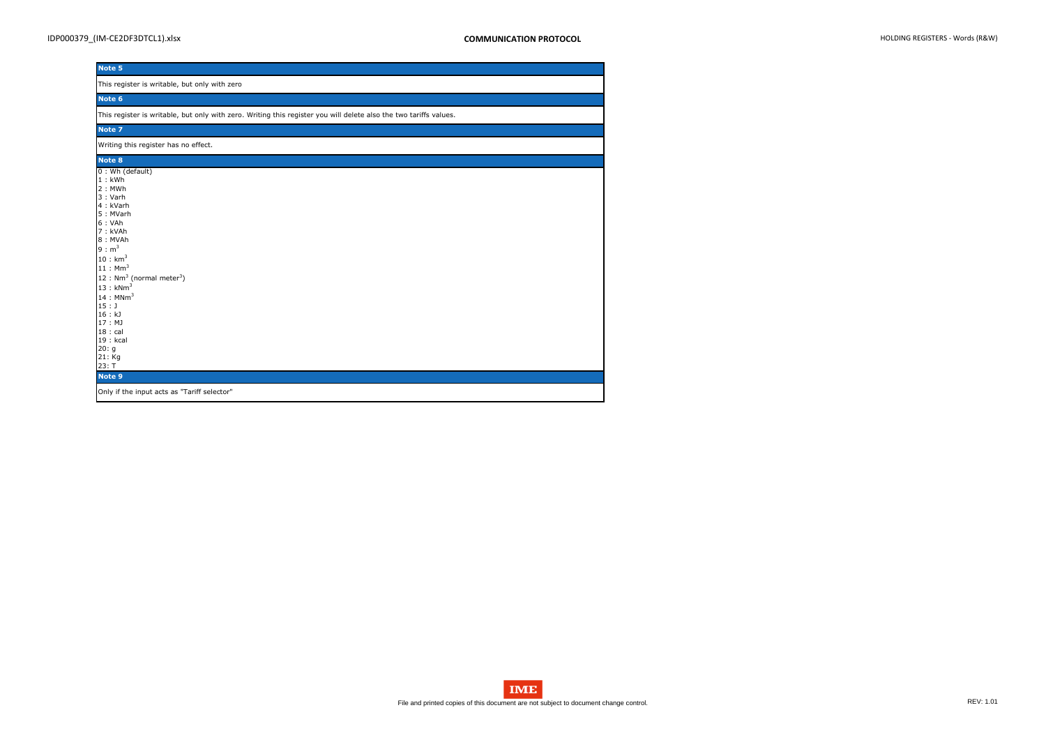**Note 5**

This register is writable, but only with zero

**Note 6**

This register is writable, but only with zero. Writing this register you will delete also the two tariffs values.

**Note 7**

Writing this register has no effect.

**Note 8**

0 : Wh (default)
1 : kWh
2 : MWh
3 : Varh
4 : kVarh
5 : MVarh
6 : VAh
7 : kVAh
8 : MVAh
9 : $m^3$
10 : $km^3$
11 : $Mm^3$
12 : $Nm^3$ (normal $meter^3$)
13 : $kNm^3$
14 : $MNm^3$
15 : J
16 : kJ
17 : MJ
18 : cal
19 : kcal
20: g
21: Kg
23: T

**Note 9**

Only if the input acts as "Tariff selector"